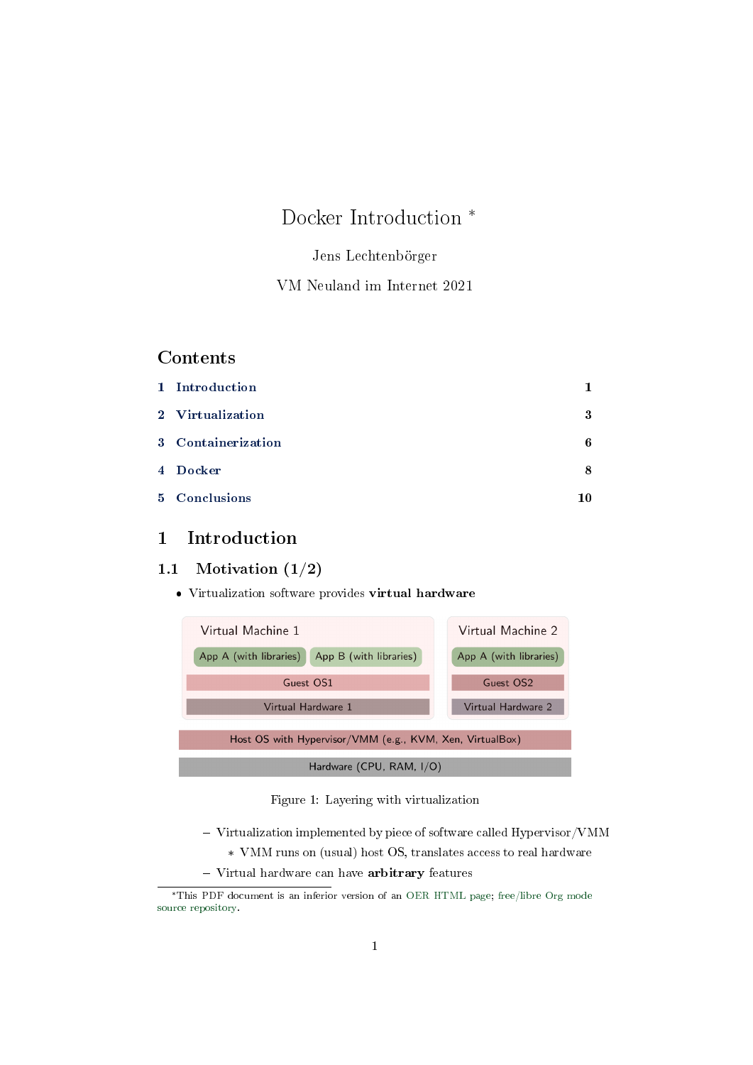# Docker Introduction *

Jens Lechtenbörger

VM Neuland im Internet 2021

## Contents

- 1 Introduction — 1
- 2 Virtualization — 3
- 3 Containerization — 6
- 4 Docker — 8
- 5 Conclusions — 10

# 1 Introduction

## 1.1 Motivation (1/2)

- Virtualization software provides **virtual hardware**

Virtual Machine 1: App A (with libraries), App B (with libraries), Guest OS1, Virtual Hardware 1

Virtual Machine 2: App A (with libraries), Guest OS2, Virtual Hardware 2

Host OS with Hypervisor/VMM (e.g., KVM, Xen, VirtualBox)

Hardware (CPU, RAM, I/O)

Figure 1: Layering with virtualization

  - Virtualization implemented by piece of software called Hypervisor/VMM
    - VMM runs on (usual) host OS, translates access to real hardware
  - Virtual hardware can have **arbitrary** features

*This PDF document is an inferior version of an OER HTML page; free/libre Org mode source repository.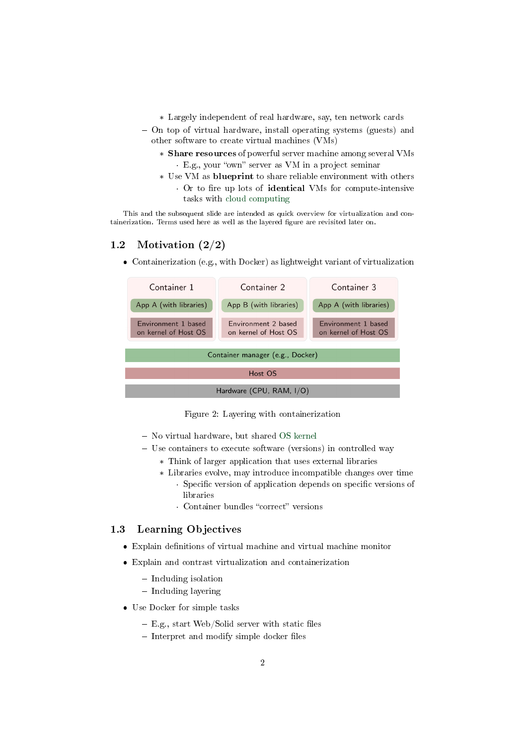- Largely independent of real hardware, say, ten network cards
  - On top of virtual hardware, install operating systems (guests) and other software to create virtual machines (VMs)
    - **Share resources** of powerful server machine among several VMs
      - E.g., your "own" server as VM in a project seminar
    - Use VM as **blueprint** to share reliable environment with others
      - Or to fire up lots of **identical** VMs for compute-intensive tasks with cloud computing

This and the subsequent slide are intended as quick overview for virtualization and containerization. Terms used here as well as the layered figure are revisited later on.

## 1.2 Motivation (2/2)

- Containerization (e.g., with Docker) as lightweight variant of virtualization

| Container 1 | Container 2 | Container 3 |
|---|---|---|
| App A (with libraries) | App B (with libraries) | App A (with libraries) |
| Environment 1 based on kernel of Host OS | Environment 2 based on kernel of Host OS | Environment 1 based on kernel of Host OS |

| |
|---|
| Container manager (e.g., Docker) |
| Host OS |
| Hardware (CPU, RAM, I/O) |

Figure 2: Layering with containerization

  - No virtual hardware, but shared OS kernel
  - Use containers to execute software (versions) in controlled way
    - Think of larger application that uses external libraries
    - Libraries evolve, may introduce incompatible changes over time
      - Specific version of application depends on specific versions of libraries
      - Container bundles "correct" versions

## 1.3 Learning Objectives

- Explain definitions of virtual machine and virtual machine monitor
- Explain and contrast virtualization and containerization
  - Including isolation
  - Including layering
- Use Docker for simple tasks
  - E.g., start Web/Solid server with static files
  - Interpret and modify simple docker files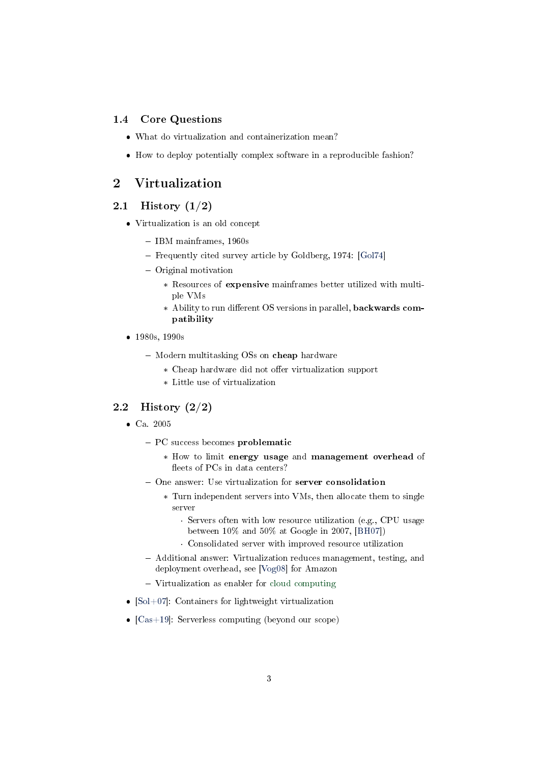### 1.4 Core Questions

- What do virtualization and containerization mean?
- How to deploy potentially complex software in a reproducible fashion?

## 2 Virtualization

### 2.1 History (1/2)

- Virtualization is an old concept
  - IBM mainframes, 1960s
  - Frequently cited survey article by Goldberg, 1974: [Gol74]
  - Original motivation
    - Resources of **expensive** mainframes better utilized with multiple VMs
    - Ability to run different OS versions in parallel, **backwards compatibility**
- 1980s, 1990s
  - Modern multitasking OSs on **cheap** hardware
    - Cheap hardware did not offer virtualization support
    - Little use of virtualization

### 2.2 History (2/2)

- Ca. 2005
  - PC success becomes **problematic**
    - How to limit **energy usage** and **management overhead** of fleets of PCs in data centers?
  - One answer: Use virtualization for **server consolidation**
    - Turn independent servers into VMs, then allocate them to single server
      - Servers often with low resource utilization (e.g., CPU usage between 10% and 50% at Google in 2007, [BH07])
      - Consolidated server with improved resource utilization
  - Additional answer: Virtualization reduces management, testing, and deployment overhead, see [Vog08] for Amazon
  - Virtualization as enabler for cloud computing
- [Sol+07]: Containers for lightweight virtualization
- [Cas+19]: Serverless computing (beyond our scope)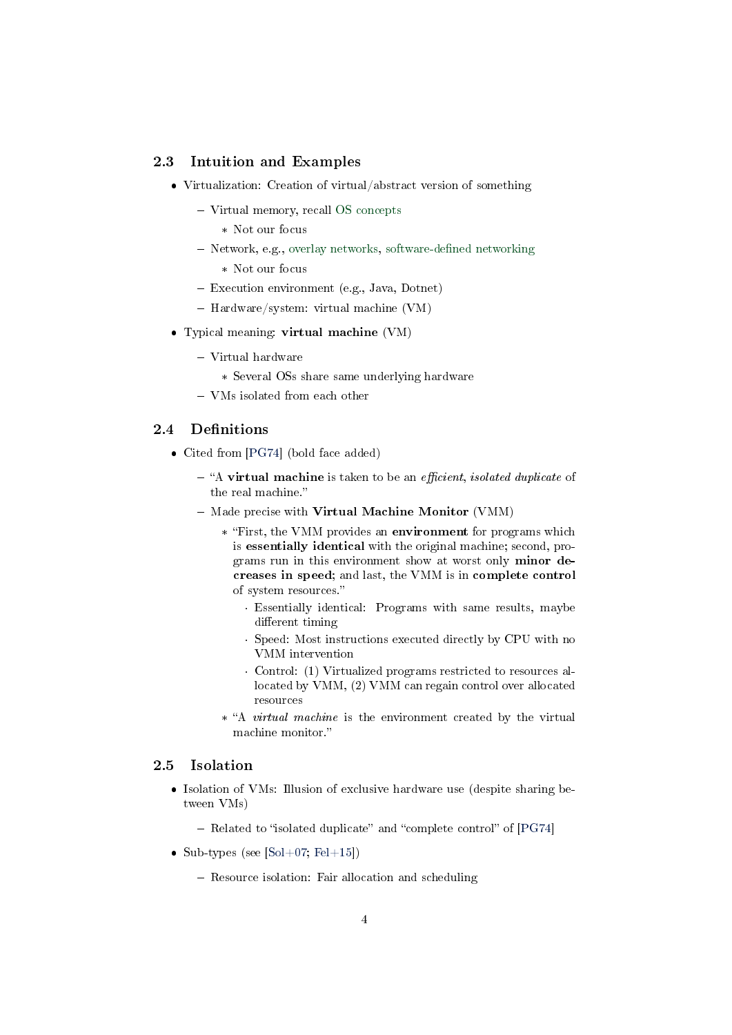## 2.3 Intuition and Examples

- Virtualization: Creation of virtual/abstract version of something
  - Virtual memory, recall OS concepts
    - Not our focus
  - Network, e.g., overlay networks, software-defined networking
    - Not our focus
  - Execution environment (e.g., Java, Dotnet)
  - Hardware/system: virtual machine (VM)
- Typical meaning: **virtual machine** (VM)
  - Virtual hardware
    - Several OSs share same underlying hardware
  - VMs isolated from each other

## 2.4 Definitions

- Cited from [PG74] (bold face added)
  - "A **virtual machine** is taken to be an *efficient, isolated duplicate* of the real machine."
  - Made precise with **Virtual Machine Monitor** (VMM)
    - "First, the VMM provides an **environment** for programs which is **essentially identical** with the original machine; second, programs run in this environment show at worst only **minor decreases in speed**; and last, the VMM is in **complete control** of system resources."
      - Essentially identical: Programs with same results, maybe different timing
      - Speed: Most instructions executed directly by CPU with no VMM intervention
      - Control: (1) Virtualized programs restricted to resources allocated by VMM, (2) VMM can regain control over allocated resources
    - "A *virtual machine* is the environment created by the virtual machine monitor."

## 2.5 Isolation

- Isolation of VMs: Illusion of exclusive hardware use (despite sharing between VMs)
  - Related to "isolated duplicate" and "complete control" of [PG74]
- Sub-types (see [Sol+07; Fel+15])
  - Resource isolation: Fair allocation and scheduling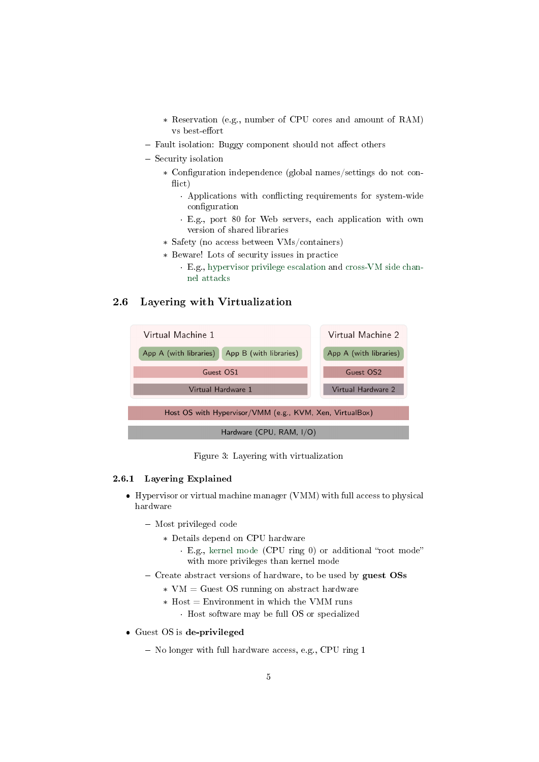* Reservation (e.g., number of CPU cores and amount of RAM) vs best-effort
  - Fault isolation: Buggy component should not affect others
  - Security isolation
    * Configuration independence (global names/settings do not conflict)
      · Applications with conflicting requirements for system-wide configuration
      · E.g., port 80 for Web servers, each application with own version of shared libraries
    * Safety (no access between VMs/containers)
    * Beware! Lots of security issues in practice
      · E.g., hypervisor privilege escalation and cross-VM side channel attacks

## 2.6 Layering with Virtualization

| Virtual Machine 1 | | Virtual Machine 2 |
|---|---|---|
| App A (with libraries) | App B (with libraries) | App A (with libraries) |
| Guest OS1 | | Guest OS2 |
| Virtual Hardware 1 | | Virtual Hardware 2 |
| Host OS with Hypervisor/VMM (e.g., KVM, Xen, VirtualBox) | | |
| Hardware (CPU, RAM, I/O) | | |

Figure 3: Layering with virtualization

### 2.6.1 Layering Explained

- Hypervisor or virtual machine manager (VMM) with full access to physical hardware
  - Most privileged code
    * Details depend on CPU hardware
      · E.g., kernel mode (CPU ring 0) or additional "root mode" with more privileges than kernel mode
  - Create abstract versions of hardware, to be used by **guest OSs**
    * VM = Guest OS running on abstract hardware
    * Host = Environment in which the VMM runs
      · Host software may be full OS or specialized
- Guest OS is **de-privileged**
  - No longer with full hardware access, e.g., CPU ring 1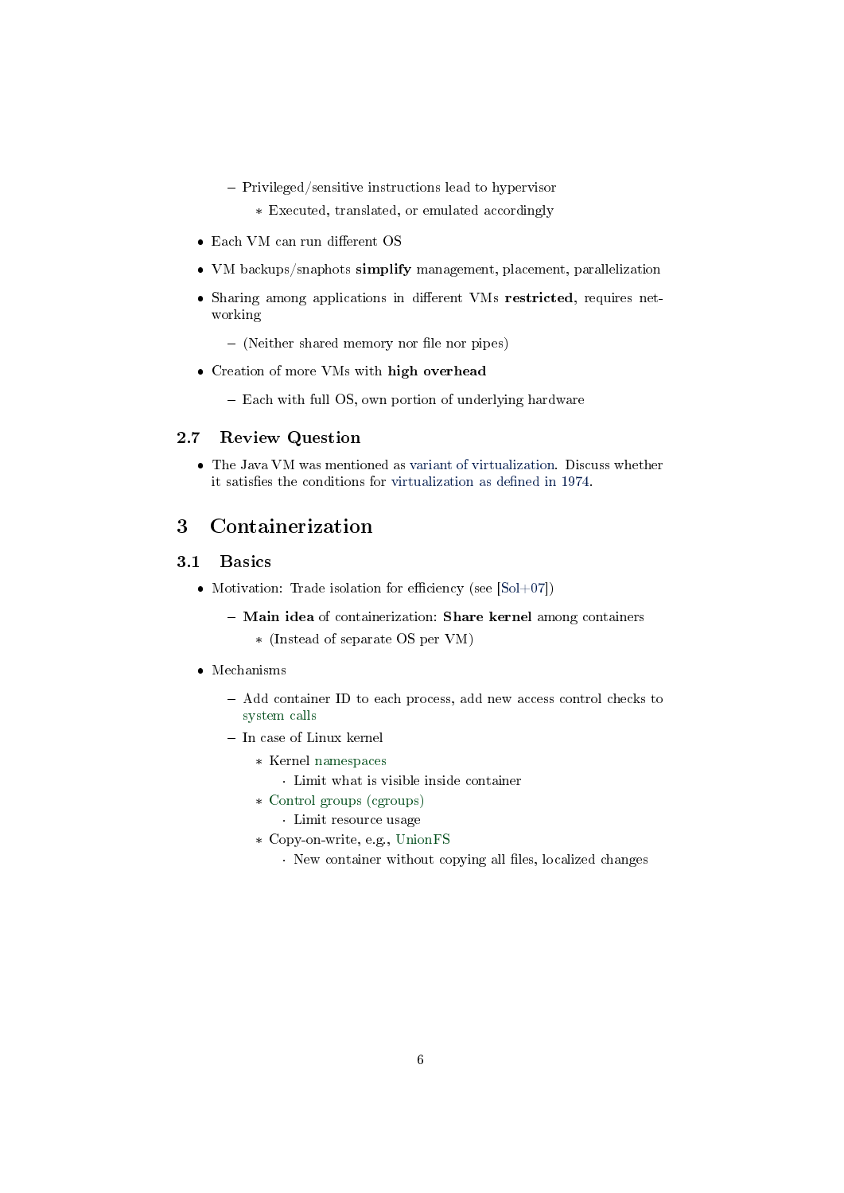- Privileged/sensitive instructions lead to hypervisor
        - Executed, translated, or emulated accordingly
- Each VM can run different OS
- VM backups/snaphots **simplify** management, placement, parallelization
- Sharing among applications in different VMs **restricted**, requires networking
    - (Neither shared memory nor file nor pipes)
- Creation of more VMs with **high overhead**
    - Each with full OS, own portion of underlying hardware

## 2.7 Review Question

- The Java VM was mentioned as variant of virtualization. Discuss whether it satisfies the conditions for virtualization as defined in 1974.

# 3 Containerization

## 3.1 Basics

- Motivation: Trade isolation for efficiency (see [Sol+07])
    - **Main idea** of containerization: **Share kernel** among containers
        - (Instead of separate OS per VM)
- Mechanisms
    - Add container ID to each process, add new access control checks to system calls
    - In case of Linux kernel
        - Kernel namespaces
            - Limit what is visible inside container
        - Control groups (cgroups)
            - Limit resource usage
        - Copy-on-write, e.g., UnionFS
            - New container without copying all files, localized changes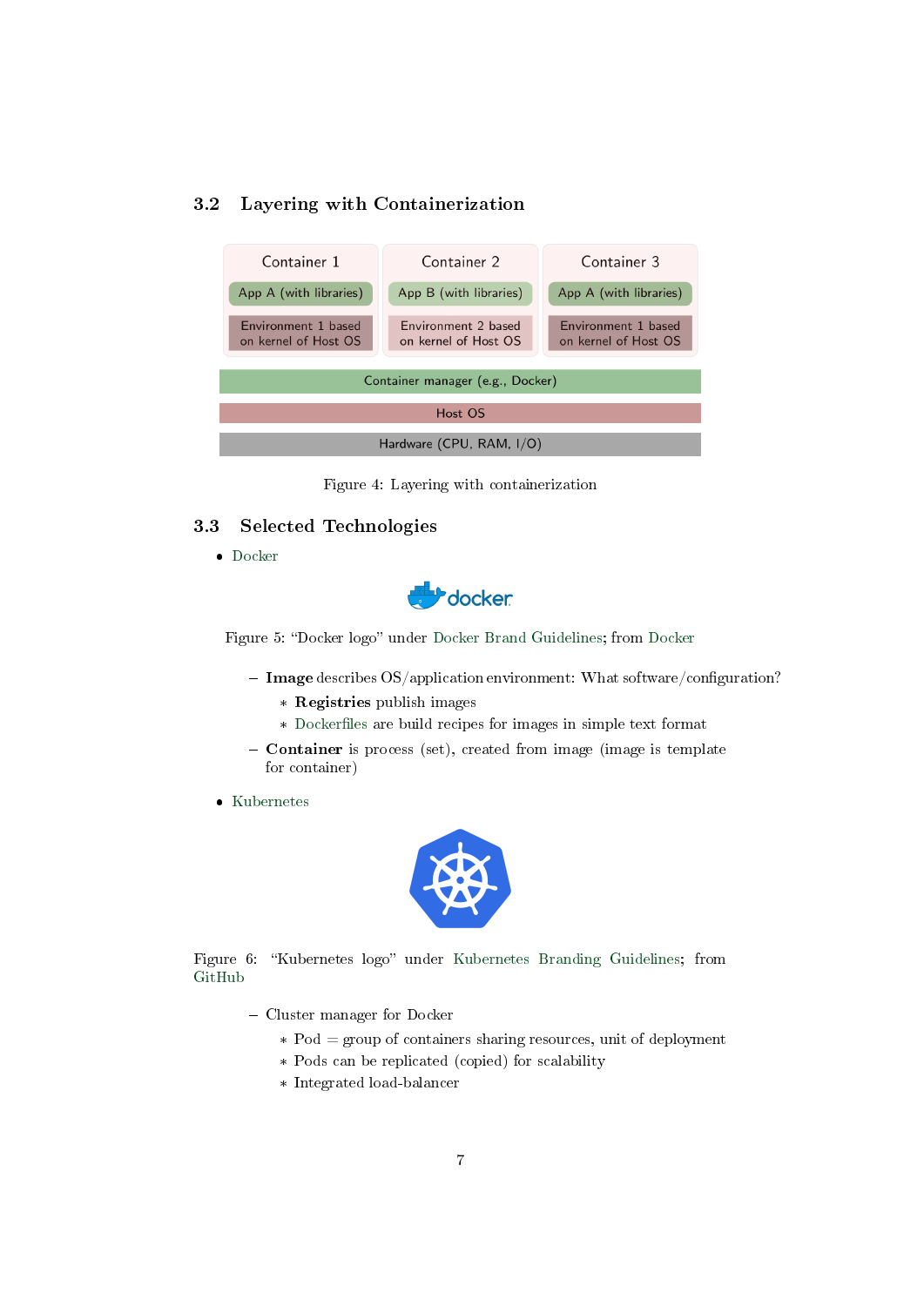### 3.2 Layering with Containerization

| Container 1 | Container 2 | Container 3 |
|---|---|---|
| App A (with libraries) | App B (with libraries) | App A (with libraries) |
| Environment 1 based on kernel of Host OS | Environment 2 based on kernel of Host OS | Environment 1 based on kernel of Host OS |

Container manager (e.g., Docker)

Host OS

Hardware (CPU, RAM, I/O)

Figure 4: Layering with containerization

### 3.3 Selected Technologies

- Docker

  Figure 5: "Docker logo" under Docker Brand Guidelines; from Docker

  - **Image** describes OS/application environment: What software/configuration?
    - **Registries** publish images
    - Dockerfiles are build recipes for images in simple text format
  - **Container** is process (set), created from image (image is template for container)

- Kubernetes

  Figure 6: "Kubernetes logo" under Kubernetes Branding Guidelines; from GitHub

  - Cluster manager for Docker
    - Pod = group of containers sharing resources, unit of deployment
    - Pods can be replicated (copied) for scalability
    - Integrated load-balancer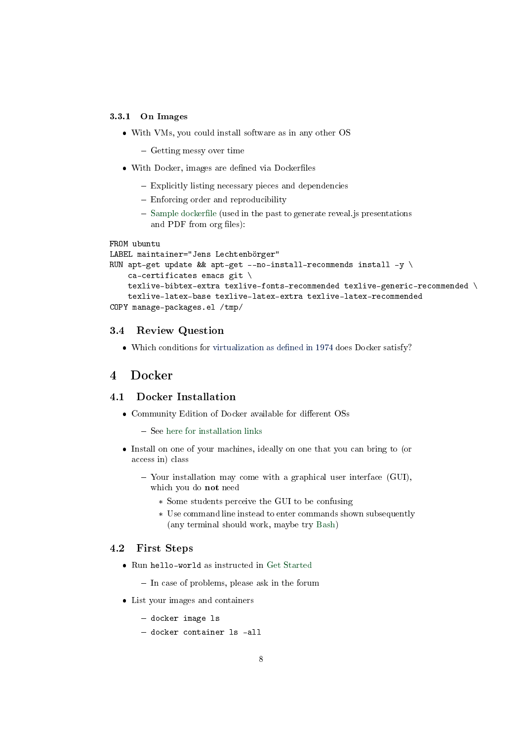### 3.3.1 On Images

- With VMs, you could install software as in any other OS
  - Getting messy over time
- With Docker, images are defined via Dockerfiles
  - Explicitly listing necessary pieces and dependencies
  - Enforcing order and reproducibility
  - Sample dockerfile (used in the past to generate reveal.js presentations and PDF from org files):

```
FROM ubuntu
LABEL maintainer="Jens Lechtenbörger"
RUN apt-get update && apt-get --no-install-recommends install -y \
    ca-certificates emacs git \
    texlive-bibtex-extra texlive-fonts-recommended texlive-generic-recommended \
    texlive-latex-base texlive-latex-extra texlive-latex-recommended
COPY manage-packages.el /tmp/
```

## 3.4 Review Question

- Which conditions for virtualization as defined in 1974 does Docker satisfy?

# 4 Docker

## 4.1 Docker Installation

- Community Edition of Docker available for different OSs
  - See here for installation links
- Install on one of your machines, ideally on one that you can bring to (or access in) class
  - Your installation may come with a graphical user interface (GUI), which you do **not** need
    - Some students perceive the GUI to be confusing
    - Use command line instead to enter commands shown subsequently (any terminal should work, maybe try Bash)

## 4.2 First Steps

- Run `hello-world` as instructed in Get Started
  - In case of problems, please ask in the forum
- List your images and containers
  - `docker image ls`
  - `docker container ls -all`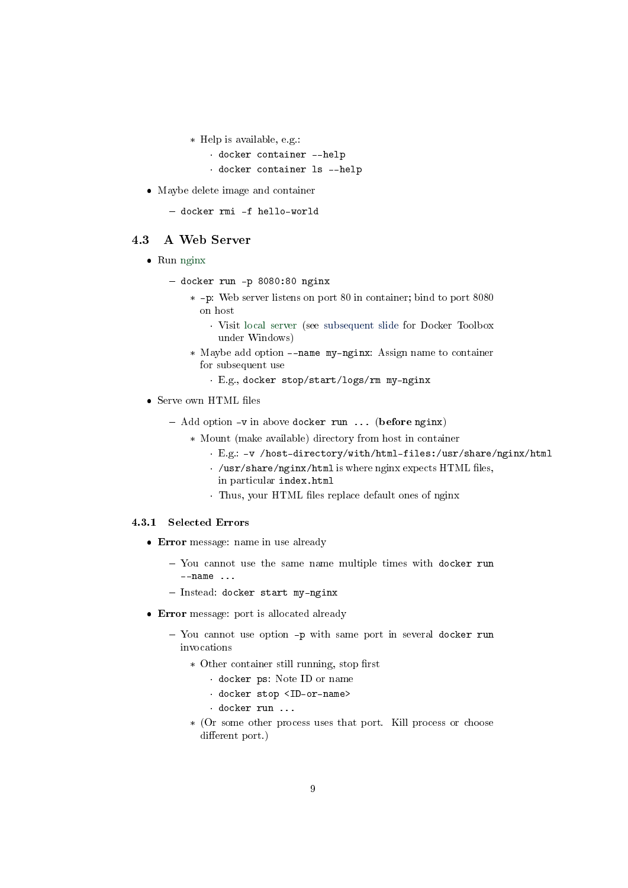- Help is available, e.g.:
        - `docker container --help`
        - `docker container ls --help`

- Maybe delete image and container
  - `docker rmi -f hello-world`

## 4.3 A Web Server

- Run nginx
  - `docker run -p 8080:80 nginx`
    - `-p`: Web server listens on port 80 in container; bind to port 8080 on host
      - Visit local server (see subsequent slide for Docker Toolbox under Windows)
    - Maybe add option `--name my-nginx`: Assign name to container for subsequent use
      - E.g., `docker stop/start/logs/rm my-nginx`
- Serve own HTML files
  - Add option `-v` in above `docker run ...` (**before** `nginx`)
    - Mount (make available) directory from host in container
      - E.g.: `-v /host-directory/with/html-files:/usr/share/nginx/html`
      - `/usr/share/nginx/html` is where nginx expects HTML files, in particular `index.html`
      - Thus, your HTML files replace default ones of nginx

### 4.3.1 Selected Errors

- **Error** message: name in use already
  - You cannot use the same name multiple times with `docker run --name ...`
  - Instead: `docker start my-nginx`
- **Error** message: port is allocated already
  - You cannot use option `-p` with same port in several `docker run` invocations
    - Other container still running, stop first
      - `docker ps`: Note ID or name
      - `docker stop <ID-or-name>`
      - `docker run ...`
    - (Or some other process uses that port. Kill process or choose different port.)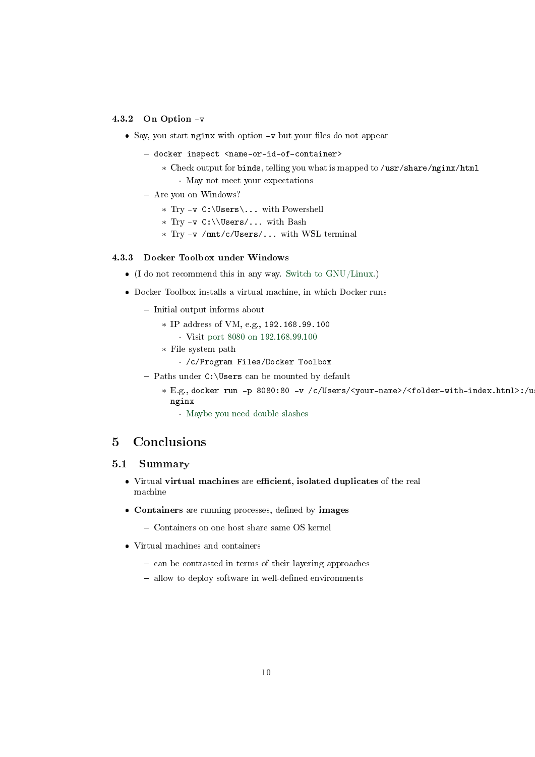#### 4.3.2 On Option `-v`

- Say, you start `nginx` with option `-v` but your files do not appear
  - `docker inspect <name-or-id-of-container>`
    - Check output for `binds`, telling you what is mapped to `/usr/share/nginx/html`
      - May not meet your expectations
  - Are you on Windows?
    - Try `-v C:\Users\...` with Powershell
    - Try `-v C:\\Users/...` with Bash
    - Try `-v /mnt/c/Users/...` with WSL terminal

#### 4.3.3 Docker Toolbox under Windows

- (I do not recommend this in any way. Switch to GNU/Linux.)
- Docker Toolbox installs a virtual machine, in which Docker runs
  - Initial output informs about
    - IP address of VM, e.g., `192.168.99.100`
      - Visit port 8080 on 192.168.99.100
    - File system path
      - `/c/Program Files/Docker Toolbox`
  - Paths under `C:\Users` can be mounted by default
    - E.g., `docker run -p 8080:80 -v /c/Users/<your-name>/<folder-with-index.html>:/us nginx`
      - Maybe you need double slashes

## 5 Conclusions

### 5.1 Summary

- Virtual **virtual machines** are **efficient**, **isolated duplicates** of the real machine
- **Containers** are running processes, defined by **images**
  - Containers on one host share same OS kernel
- Virtual machines and containers
  - can be contrasted in terms of their layering approaches
  - allow to deploy software in well-defined environments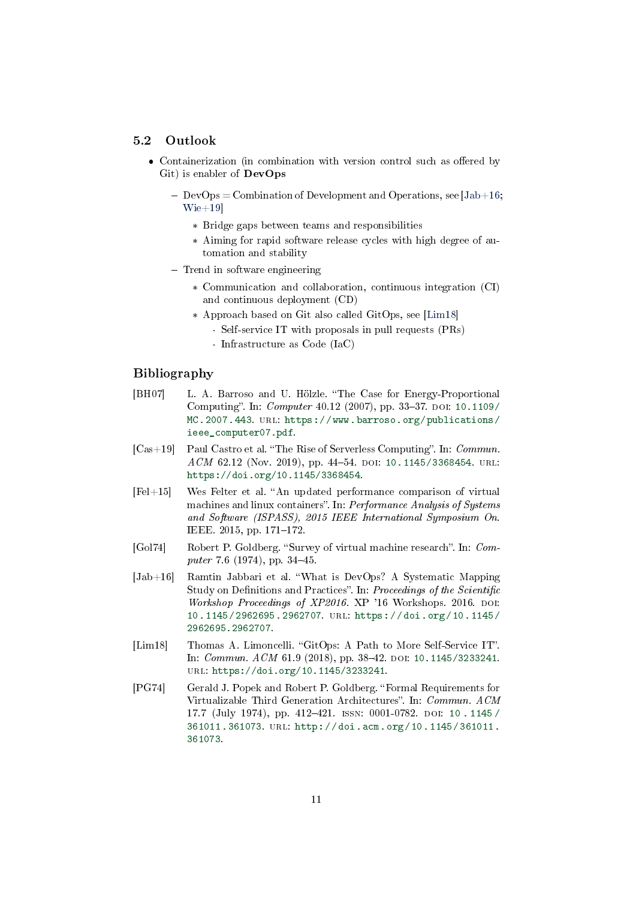## 5.2 Outlook

- Containerization (in combination with version control such as offered by Git) is enabler of **DevOps**
  - DevOps = Combination of Development and Operations, see [Jab+16; Wie+19]
    - Bridge gaps between teams and responsibilities
    - Aiming for rapid software release cycles with high degree of automation and stability
  - Trend in software engineering
    - Communication and collaboration, continuous integration (CI) and continuous deployment (CD)
    - Approach based on Git also called GitOps, see [Lim18]
      - Self-service IT with proposals in pull requests (PRs)
      - Infrastructure as Code (IaC)

## Bibliography

[BH07] L. A. Barroso and U. Hölzle. "The Case for Energy-Proportional Computing". In: *Computer* 40.12 (2007), pp. 33–37. DOI: 10.1109/MC.2007.443. URL: https://www.barroso.org/publications/ieee_computer07.pdf.

[Cas+19] Paul Castro et al. "The Rise of Serverless Computing". In: *Commun. ACM* 62.12 (Nov. 2019), pp. 44–54. DOI: 10.1145/3368454. URL: https://doi.org/10.1145/3368454.

[Fel+15] Wes Felter et al. "An updated performance comparison of virtual machines and linux containers". In: *Performance Analysis of Systems and Software (ISPASS), 2015 IEEE International Symposium On*. IEEE. 2015, pp. 171–172.

[Gol74] Robert P. Goldberg. "Survey of virtual machine research". In: *Computer* 7.6 (1974), pp. 34–45.

[Jab+16] Ramtin Jabbari et al. "What is DevOps? A Systematic Mapping Study on Definitions and Practices". In: *Proceedings of the Scientific Workshop Proceedings of XP2016*. XP '16 Workshops. 2016. DOI: 10.1145/2962695.2962707. URL: https://doi.org/10.1145/2962695.2962707.

[Lim18] Thomas A. Limoncelli. "GitOps: A Path to More Self-Service IT". In: *Commun. ACM* 61.9 (2018), pp. 38–42. DOI: 10.1145/3233241. URL: https://doi.org/10.1145/3233241.

[PG74] Gerald J. Popek and Robert P. Goldberg. "Formal Requirements for Virtualizable Third Generation Architectures". In: *Commun. ACM* 17.7 (July 1974), pp. 412–421. ISSN: 0001-0782. DOI: 10.1145/361011.361073. URL: http://doi.acm.org/10.1145/361011.361073.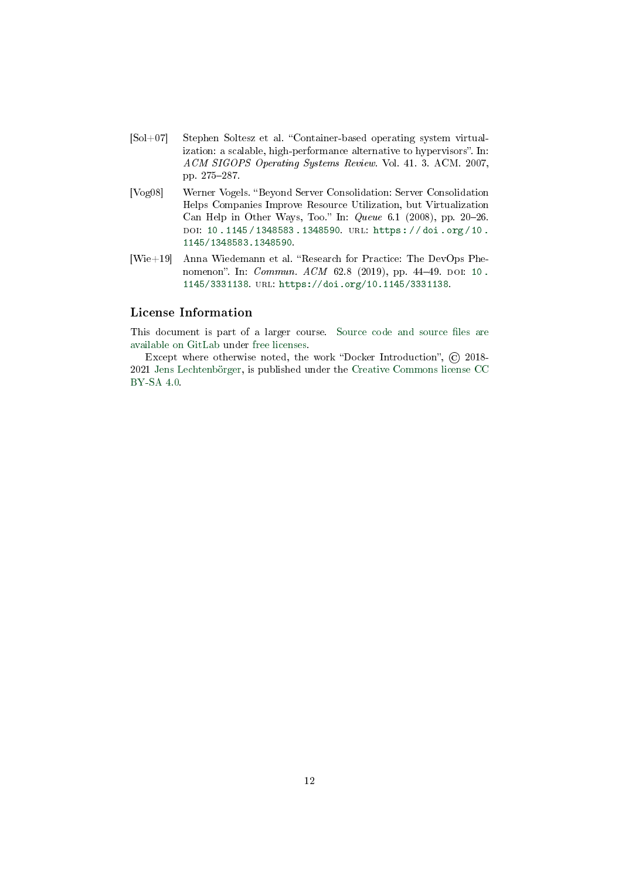[Sol+07] Stephen Soltesz et al. "Container-based operating system virtualization: a scalable, high-performance alternative to hypervisors". In: *ACM SIGOPS Operating Systems Review*. Vol. 41. 3. ACM. 2007, pp. 275–287.

[Vog08] Werner Vogels. "Beyond Server Consolidation: Server Consolidation Helps Companies Improve Resource Utilization, but Virtualization Can Help in Other Ways, Too." In: *Queue* 6.1 (2008), pp. 20–26. doi: 10.1145/1348583.1348590. url: https://doi.org/10.1145/1348583.1348590.

[Wie+19] Anna Wiedemann et al. "Research for Practice: The DevOps Phenomenon". In: *Commun. ACM* 62.8 (2019), pp. 44–49. doi: 10.1145/3331138. url: https://doi.org/10.1145/3331138.

## License Information

This document is part of a larger course. Source code and source files are available on GitLab under free licenses.

Except where otherwise noted, the work "Docker Introduction", © 2018-2021 Jens Lechtenbörger, is published under the Creative Commons license CC BY-SA 4.0.